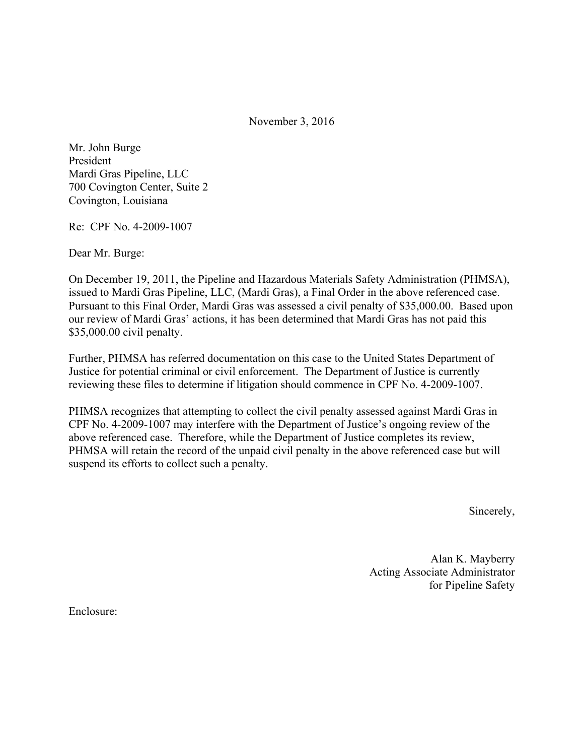November 3, 2016

Mr. John Burge
President
Mardi Gras Pipeline, LLC
700 Covington Center, Suite 2
Covington, Louisiana

Re: CPF No. 4-2009-1007

Dear Mr. Burge:

On December 19, 2011, the Pipeline and Hazardous Materials Safety Administration (PHMSA), issued to Mardi Gras Pipeline, LLC, (Mardi Gras), a Final Order in the above referenced case. Pursuant to this Final Order, Mardi Gras was assessed a civil penalty of $35,000.00. Based upon our review of Mardi Gras' actions, it has been determined that Mardi Gras has not paid this $35,000.00 civil penalty.

Further, PHMSA has referred documentation on this case to the United States Department of Justice for potential criminal or civil enforcement. The Department of Justice is currently reviewing these files to determine if litigation should commence in CPF No. 4-2009-1007.

PHMSA recognizes that attempting to collect the civil penalty assessed against Mardi Gras in CPF No. 4-2009-1007 may interfere with the Department of Justice's ongoing review of the above referenced case. Therefore, while the Department of Justice completes its review, PHMSA will retain the record of the unpaid civil penalty in the above referenced case but will suspend its efforts to collect such a penalty.

Sincerely,

Alan K. Mayberry
Acting Associate Administrator
for Pipeline Safety

Enclosure: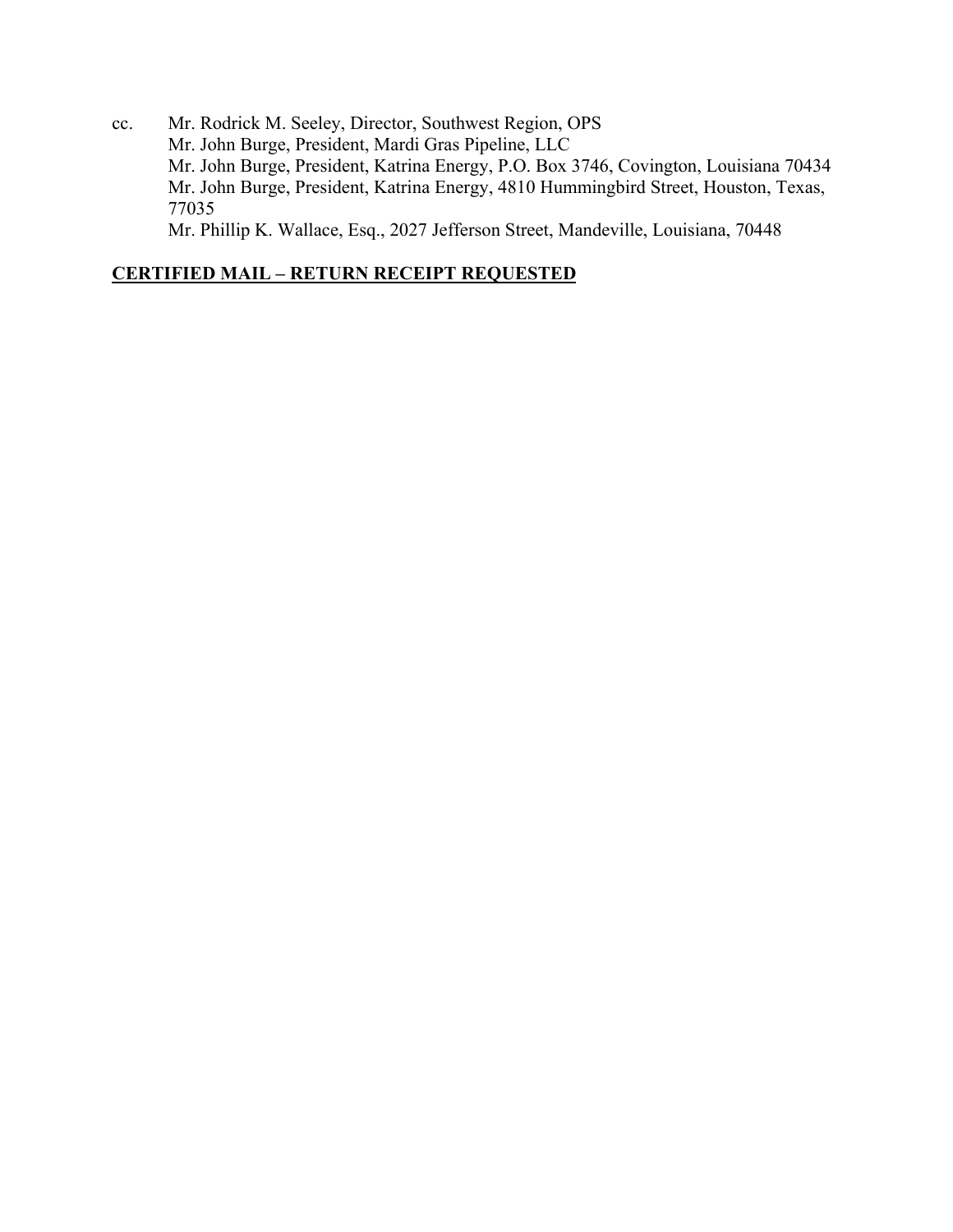cc. Mr. Rodrick M. Seeley, Director, Southwest Region, OPS
Mr. John Burge, President, Mardi Gras Pipeline, LLC
Mr. John Burge, President, Katrina Energy, P.O. Box 3746, Covington, Louisiana 70434
Mr. John Burge, President, Katrina Energy, 4810 Hummingbird Street, Houston, Texas, 77035
Mr. Phillip K. Wallace, Esq., 2027 Jefferson Street, Mandeville, Louisiana, 70448

**<u>CERTIFIED MAIL – RETURN RECEIPT REQUESTED</u>**